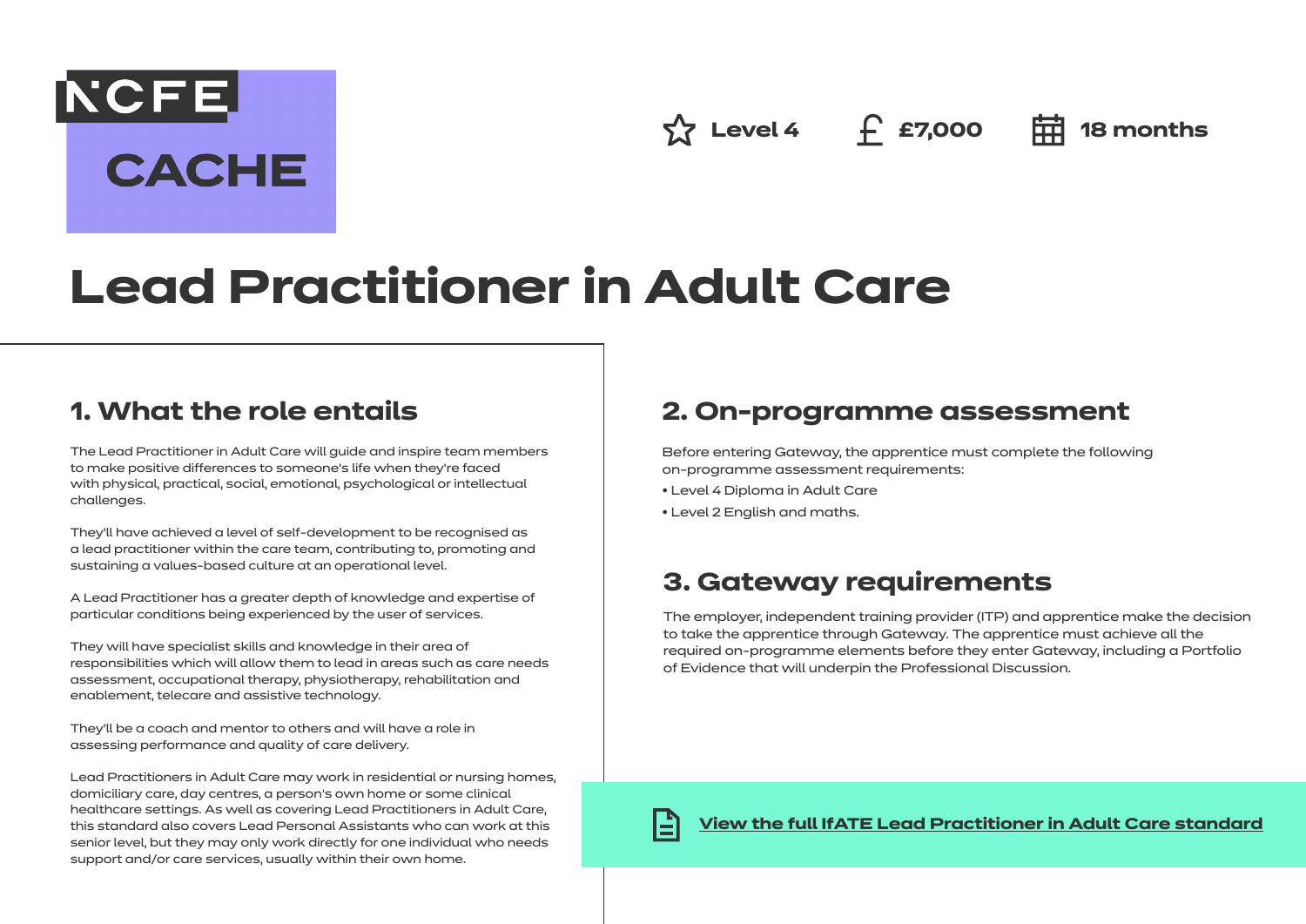NCFE CACHE

Level 4 | £7,000 | 18 months

# Lead Practitioner in Adult Care

## 1. What the role entails

The Lead Practitioner in Adult Care will guide and inspire team members to make positive differences to someone's life when they're faced with physical, practical, social, emotional, psychological or intellectual challenges.

They'll have achieved a level of self-development to be recognised as a lead practitioner within the care team, contributing to, promoting and sustaining a values-based culture at an operational level.

A Lead Practitioner has a greater depth of knowledge and expertise of particular conditions being experienced by the user of services.

They will have specialist skills and knowledge in their area of responsibilities which will allow them to lead in areas such as care needs assessment, occupational therapy, physiotherapy, rehabilitation and enablement, telecare and assistive technology.

They'll be a coach and mentor to others and will have a role in assessing performance and quality of care delivery.

Lead Practitioners in Adult Care may work in residential or nursing homes, domiciliary care, day centres, a person's own home or some clinical healthcare settings. As well as covering Lead Practitioners in Adult Care, this standard also covers Lead Personal Assistants who can work at this senior level, but they may only work directly for one individual who needs support and/or care services, usually within their own home.

## 2. On-programme assessment

Before entering Gateway, the apprentice must complete the following on-programme assessment requirements:

- Level 4 Diploma in Adult Care
- Level 2 English and maths.

## 3. Gateway requirements

The employer, independent training provider (ITP) and apprentice make the decision to take the apprentice through Gateway. The apprentice must achieve all the required on-programme elements before they enter Gateway, including a Portfolio of Evidence that will underpin the Professional Discussion.

View the full IfATE Lead Practitioner in Adult Care standard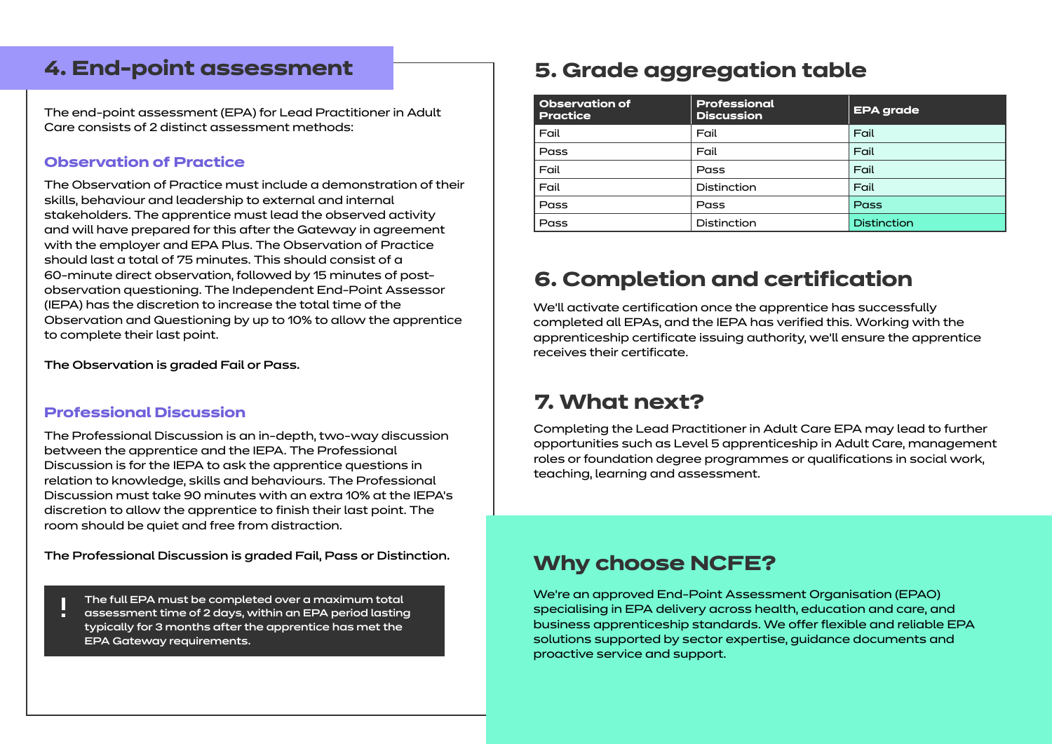## 4. End-point assessment

The end-point assessment (EPA) for Lead Practitioner in Adult Care consists of 2 distinct assessment methods:

### Observation of Practice

The Observation of Practice must include a demonstration of their skills, behaviour and leadership to external and internal stakeholders. The apprentice must lead the observed activity and will have prepared for this after the Gateway in agreement with the employer and EPA Plus. The Observation of Practice should last a total of 75 minutes. This should consist of a 60-minute direct observation, followed by 15 minutes of post-observation questioning. The Independent End-Point Assessor (IEPA) has the discretion to increase the total time of the Observation and Questioning by up to 10% to allow the apprentice to complete their last point.

**The Observation is graded Fail or Pass.**

### Professional Discussion

The Professional Discussion is an in-depth, two-way discussion between the apprentice and the IEPA. The Professional Discussion is for the IEPA to ask the apprentice questions in relation to knowledge, skills and behaviours. The Professional Discussion must take 90 minutes with an extra 10% at the IEPA's discretion to allow the apprentice to finish their last point. The room should be quiet and free from distraction.

**The Professional Discussion is graded Fail, Pass or Distinction.**

> **!** The full EPA must be completed over a maximum total assessment time of 2 days, within an EPA period lasting typically for 3 months after the apprentice has met the EPA Gateway requirements.

## 5. Grade aggregation table

| Observation of Practice | Professional Discussion | EPA grade |
|---|---|---|
| Fail | Fail | Fail |
| Pass | Fail | Fail |
| Fail | Pass | Fail |
| Fail | Distinction | Fail |
| Pass | Pass | Pass |
| Pass | Distinction | Distinction |

## 6. Completion and certification

We'll activate certification once the apprentice has successfully completed all EPAs, and the IEPA has verified this. Working with the apprenticeship certificate issuing authority, we'll ensure the apprentice receives their certificate.

## 7. What next?

Completing the Lead Practitioner in Adult Care EPA may lead to further opportunities such as Level 5 apprenticeship in Adult Care, management roles or foundation degree programmes or qualifications in social work, teaching, learning and assessment.

## Why choose NCFE?

We're an approved End-Point Assessment Organisation (EPAO) specialising in EPA delivery across health, education and care, and business apprenticeship standards. We offer flexible and reliable EPA solutions supported by sector expertise, guidance documents and proactive service and support.